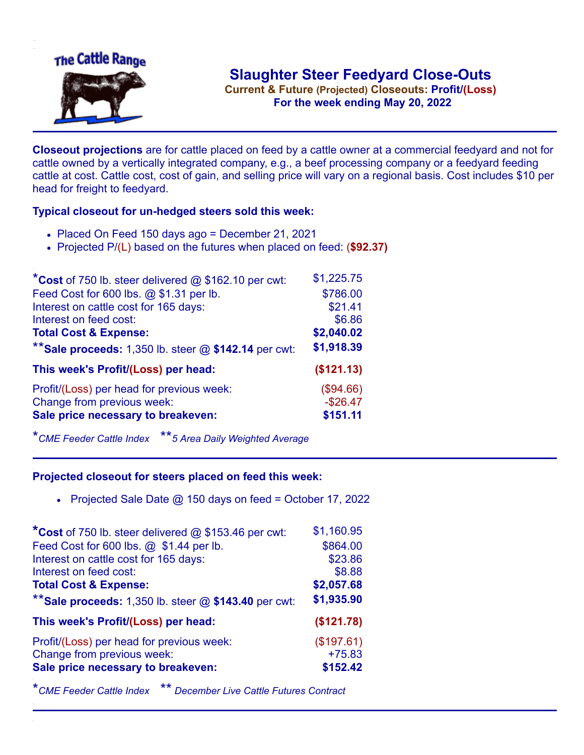# Slaughter Steer Feedyard Close-Outs

**Current & Future (Projected) Closeouts: Profit/(Loss)**

**For the week ending May 20, 2022**

**Closeout projections** are for cattle placed on feed by a cattle owner at a commercial feedyard and not for cattle owned by a vertically integrated company, e.g., a beef processing company or a feedyard feeding cattle at cost. Cattle cost, cost of gain, and selling price will vary on a regional basis. Cost includes $10 per head for freight to feedyard.

### Typical closeout for un-hedged steers sold this week:

- Placed On Feed 150 days ago = December 21, 2021
- Projected P/(L) based on the futures when placed on feed: **($92.37)**

| | |
|---|---|
| ***Cost** of 750 lb. steer delivered @ $162.10 per cwt: | $1,225.75 |
| Feed Cost for 600 lbs. @ $1.31 per lb. | $786.00 |
| Interest on cattle cost for 165 days: | $21.41 |
| Interest on feed cost: | $6.86 |
| **Total Cost & Expense:** | **$2,040.02** |
| ****Sale proceeds:** 1,350 lb. steer @ **$142.14** per cwt: | **$1,918.39** |
| **This week's Profit/(Loss) per head:** | **($121.13)** |
| Profit/(Loss) per head for previous week: | ($94.66) |
| Change from previous week: | -$26.47 |
| **Sale price necessary to breakeven:** | **$151.11** |

**CME Feeder Cattle Index* ***5 Area Daily Weighted Average*

### Projected closeout for steers placed on feed this week:

- Projected Sale Date @ 150 days on feed = October 17, 2022

| | |
|---|---|
| ***Cost** of 750 lb. steer delivered @ $153.46 per cwt: | $1,160.95 |
| Feed Cost for 600 lbs. @ $1.44 per lb. | $864.00 |
| Interest on cattle cost for 165 days: | $23.86 |
| Interest on feed cost: | $8.88 |
| **Total Cost & Expense:** | **$2,057.68** |
| ****Sale proceeds:** 1,350 lb. steer @ **$143.40** per cwt: | **$1,935.90** |
| **This week's Profit/(Loss) per head:** | **($121.78)** |
| Profit/(Loss) per head for previous week: | ($197.61) |
| Change from previous week: | +75.83 |
| **Sale price necessary to breakeven:** | **$152.42** |

**CME Feeder Cattle Index* *** December Live Cattle Futures Contract*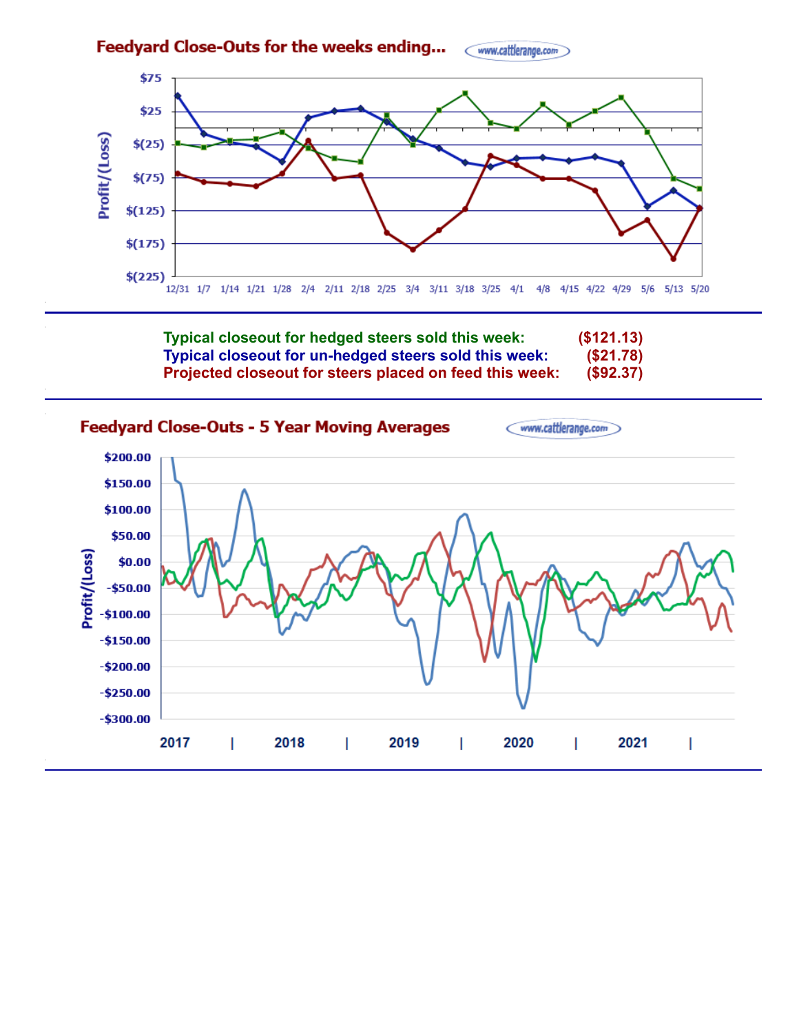## Feedyard Close-Outs for the weeks ending...

www.cattlerange.com

Profit/(Loss)

$75
$25
$(25)
$(75)
$(125)
$(175)
$(225)

12/31 1/7 1/14 1/21 1/28 2/4 2/11 2/18 2/25 3/4 3/11 3/18 3/25 4/1 4/8 4/15 4/22 4/29 5/6 5/13 5/20

**Typical closeout for hedged steers sold this week: ($121.13)**
**Typical closeout for un-hedged steers sold this week: ($21.78)**
**Projected closeout for steers placed on feed this week: ($92.37)**

## Feedyard Close-Outs - 5 Year Moving Averages

www.cattlerange.com

Profit/(Loss)

$200.00
$150.00
$100.00
$50.00
$0.00
-$50.00
-$100.00
-$150.00
-$200.00
-$250.00
-$300.00

2017 | 2018 | 2019 | 2020 | 2021 |